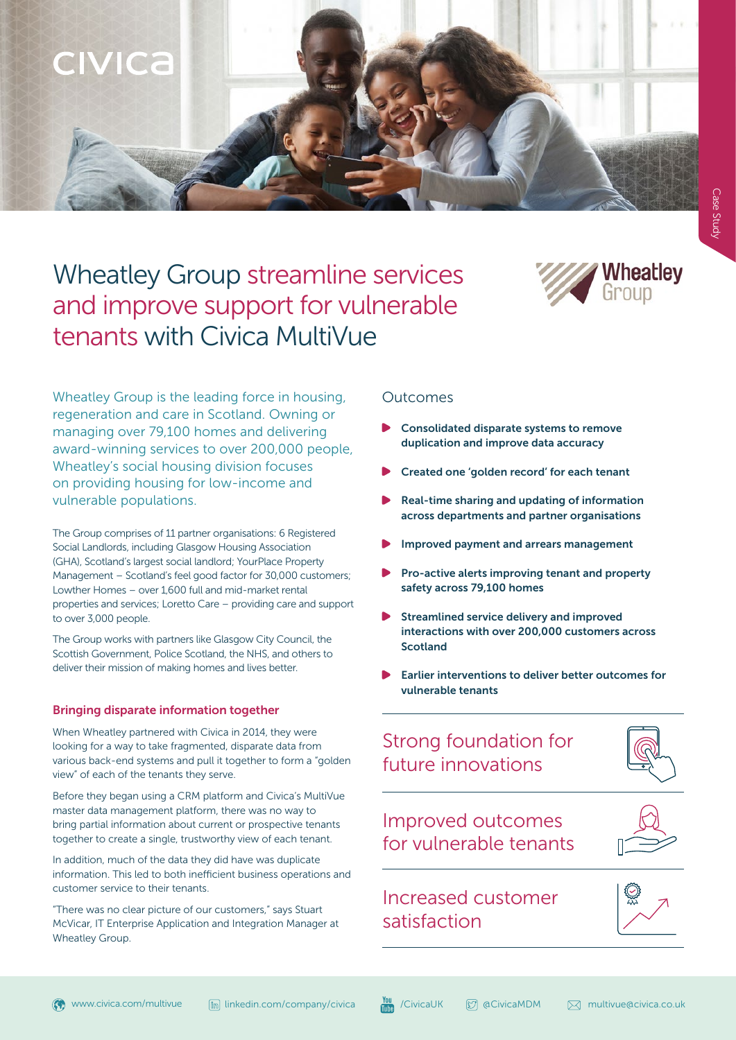# Wheatley Group streamline services and improve support for vulnerable tenants with Civica MultiVue

Wheatley Group is the leading force in housing, regeneration and care in Scotland. Owning or managing over 79,100 homes and delivering award-winning services to over 200,000 people, Wheatley's social housing division focuses on providing housing for low-income and vulnerable populations.

The Group comprises of 11 partner organisations: 6 Registered Social Landlords, including Glasgow Housing Association (GHA), Scotland's largest social landlord; YourPlace Property Management – Scotland's feel good factor for 30,000 customers; Lowther Homes – over 1,600 full and mid-market rental properties and services; Loretto Care – providing care and support to over 3,000 people.

The Group works with partners like Glasgow City Council, the Scottish Government, Police Scotland, the NHS, and others to deliver their mission of making homes and lives better.

## Bringing disparate information together

When Wheatley partnered with Civica in 2014, they were looking for a way to take fragmented, disparate data from various back-end systems and pull it together to form a "golden view" of each of the tenants they serve.

Before they began using a CRM platform and Civica's MultiVue master data management platform, there was no way to bring partial information about current or prospective tenants together to create a single, trustworthy view of each tenant.

In addition, much of the data they did have was duplicate information. This led to both inefficient business operations and customer service to their tenants.

"There was no clear picture of our customers," says Stuart McVicar, IT Enterprise Application and Integration Manager at Wheatley Group.

## Outcomes

- **Consolidated disparate systems to remove duplication and improve data accuracy**
- **Created one 'golden record' for each tenant**
- **Real-time sharing and updating of information across departments and partner organisations**
- **Improved payment and arrears management**
- **Pro-active alerts improving tenant and property safety across 79,100 homes**
- **Streamlined service delivery and improved interactions with over 200,000 customers across Scotland**
- **Earlier interventions to deliver better outcomes for vulnerable tenants**

Strong foundation for future innovations

Improved outcomes for vulnerable tenants

Increased customer satisfaction

www.civica.com/multivue | linkedin.com/company/civica | /CivicaUK | @CivicaMDM | multivue@civica.co.uk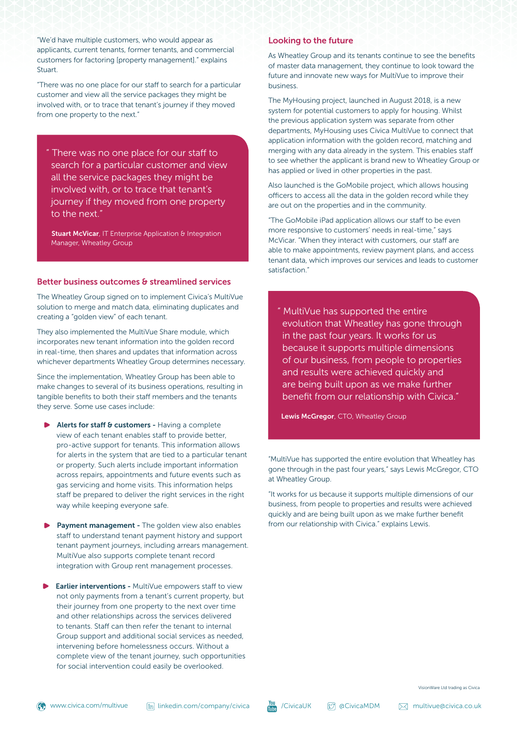"We'd have multiple customers, who would appear as applicants, current tenants, former tenants, and commercial customers for factoring [property management]." explains Stuart.

"There was no one place for our staff to search for a particular customer and view all the service packages they might be involved with, or to trace that tenant's journey if they moved from one property to the next."

> " There was no one place for our staff to search for a particular customer and view all the service packages they might be involved with, or to trace that tenant's journey if they moved from one property to the next."
>
> **Stuart McVicar**, IT Enterprise Application & Integration Manager, Wheatley Group

## Better business outcomes & streamlined services

The Wheatley Group signed on to implement Civica's MultiVue solution to merge and match data, eliminating duplicates and creating a "golden view" of each tenant.

They also implemented the MultiVue Share module, which incorporates new tenant information into the golden record in real-time, then shares and updates that information across whichever departments Wheatley Group determines necessary.

Since the implementation, Wheatley Group has been able to make changes to several of its business operations, resulting in tangible benefits to both their staff members and the tenants they serve. Some use cases include:

- **Alerts for staff & customers -** Having a complete view of each tenant enables staff to provide better, pro-active support for tenants. This information allows for alerts in the system that are tied to a particular tenant or property. Such alerts include important information across repairs, appointments and future events such as gas servicing and home visits. This information helps staff be prepared to deliver the right services in the right way while keeping everyone safe.

- **Payment management -** The golden view also enables staff to understand tenant payment history and support tenant payment journeys, including arrears management. MultiVue also supports complete tenant record integration with Group rent management processes.

- **Earlier interventions -** MultiVue empowers staff to view not only payments from a tenant's current property, but their journey from one property to the next over time and other relationships across the services delivered to tenants. Staff can then refer the tenant to internal Group support and additional social services as needed, intervening before homelessness occurs. Without a complete view of the tenant journey, such opportunities for social intervention could easily be overlooked.

## Looking to the future

As Wheatley Group and its tenants continue to see the benefits of master data management, they continue to look toward the future and innovate new ways for MultiVue to improve their business.

The MyHousing project, launched in August 2018, is a new system for potential customers to apply for housing. Whilst the previous application system was separate from other departments, MyHousing uses Civica MultiVue to connect that application information with the golden record, matching and merging with any data already in the system. This enables staff to see whether the applicant is brand new to Wheatley Group or has applied or lived in other properties in the past.

Also launched is the GoMobile project, which allows housing officers to access all the data in the golden record while they are out on the properties and in the community.

"The GoMobile iPad application allows our staff to be even more responsive to customers' needs in real-time," says McVicar. "When they interact with customers, our staff are able to make appointments, review payment plans, and access tenant data, which improves our services and leads to customer satisfaction."

> " MultiVue has supported the entire evolution that Wheatley has gone through in the past four years. It works for us because it supports multiple dimensions of our business, from people to properties and results were achieved quickly and are being built upon as we make further benefit from our relationship with Civica."
>
> **Lewis McGregor**, CTO, Wheatley Group

"MultiVue has supported the entire evolution that Wheatley has gone through in the past four years," says Lewis McGregor, CTO at Wheatley Group.

"It works for us because it supports multiple dimensions of our business, from people to properties and results were achieved quickly and are being built upon as we make further benefit from our relationship with Civica." explains Lewis.

VisionWare Ltd trading as Civica

www.civica.com/multivue | linkedin.com/company/civica | /CivicaUK | @CivicaMDM | multivue@civica.co.uk